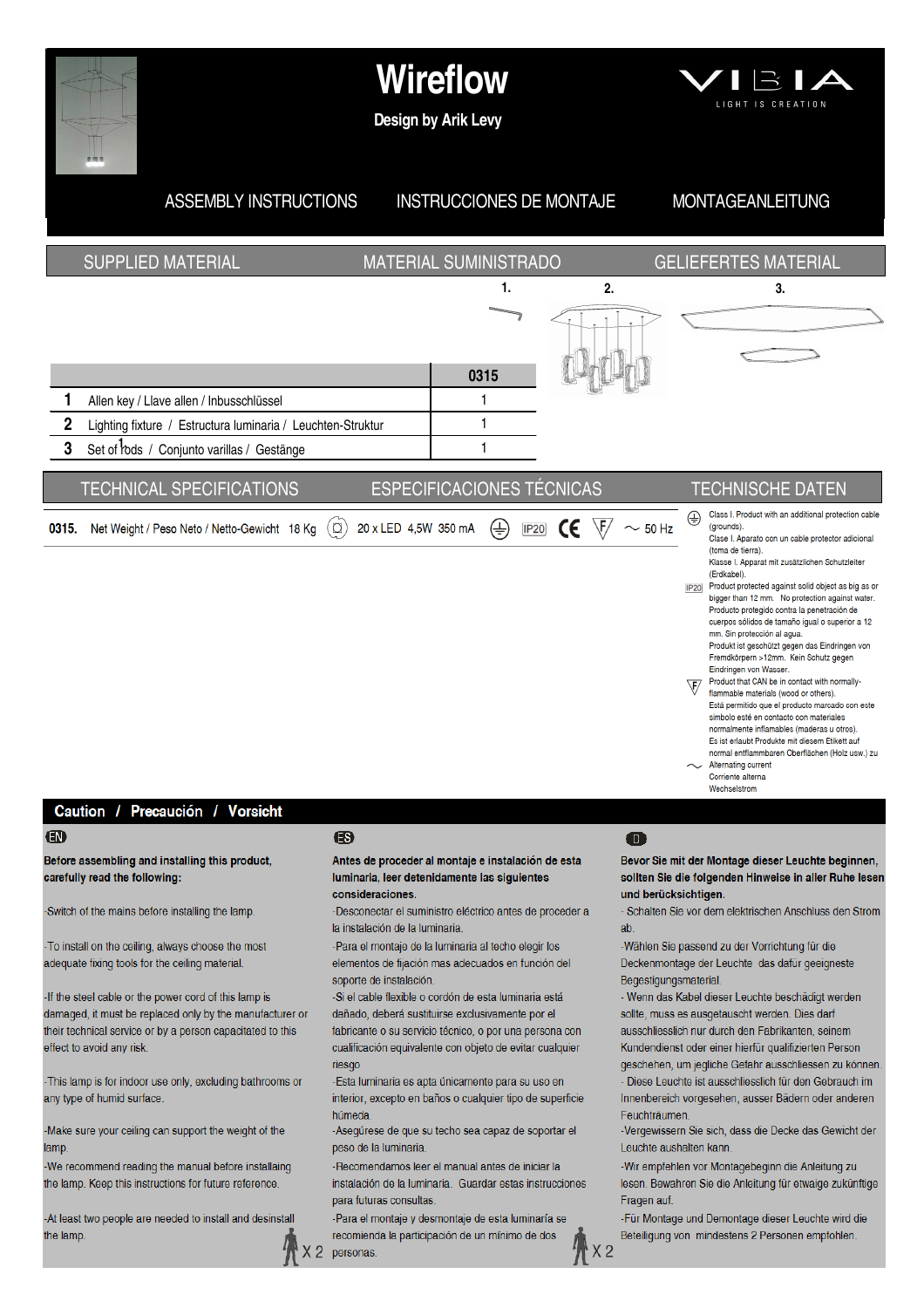# Wireflow

**Design by Arik Levy**

VIBIA — LIGHT IS CREATION

ASSEMBLY INSTRUCTIONS — INSTRUCCIONES DE MONTAJE — MONTAGEANLEITUNG

## SUPPLIED MATERIAL / MATERIAL SUMINISTRADO / GELIEFERTES MATERIAL

1. 2. 3.

| | | 0315 |
|---|---|---|
| 1 | Allen key / Llave allen / Inbusschlüssel | 1 |
| 2 | Lighting fixture / Estructura luminaria / Leuchten-Struktur | 1 |
| 3 | Set of rods / Conjunto varillas / Gestänge | 1 |

## TECHNICAL SPECIFICATIONS / ESPECIFICACIONES TÉCNICAS / TECHNISCHE DATEN

**0315.** Net Weight / Peso Neto / Netto-Gewicht 18 Kg — 20 x LED 4,5W 350 mA — IP20 — CE — ~ 50 Hz

- Class I. Product with an additional protection cable (grounds).
  Clase I. Aparato con un cable protector adicional (toma de tierra).
  Klasse I. Apparat mit zusätzlichen Schutzleiter (Erdkabel).
- IP20: Product protected against solid object as big as or bigger than 12 mm. No protection against water.
  Producto protegido contra la penetración de cuerpos sólidos de tamaño igual o superior a 12 mm. Sin protección al agua.
  Produkt ist geschützt gegen das Eindringen von Fremdkörpern >12mm. Kein Schutz gegen Eindringen von Wasser.
- Product that CAN be in contact with normally-flammable materials (wood or others).
  Está permitido que el producto marcado con este símbolo esté en contacto con materiales normalmente inflamables (maderas u otros).
  Es ist erlaubt Produkte mit diesem Etikett auf normal entflammbaren Oberflächen (Holz usw.) zu
- Alternating current
  Corriente alterna
  Wechselstrom

## Caution / Precaución / Vorsicht

**EN**

**Before assembling and installing this product, carefully read the following:**

-Switch of the mains before installing the lamp.

-To install on the ceiling, always choose the most adequate fixing tools for the ceiling material.

-If the steel cable or the power cord of this lamp is damaged, it must be replaced only by the manufacturer or their technical service or by a person capacitated to this effect to avoid any risk.

-This lamp is for indoor use only, excluding bathrooms or any type of humid surface.

-Make sure your ceiling can support the weight of the lamp.

-We recommend reading the manual before installaing the lamp. Keep this instructions for future reference.

-At least two people are needed to install and desinstall the lamp. X 2

**ES**

**Antes de proceder al montaje e instalación de esta luminaria, leer detenidamente las siguientes consideraciones.**

-Desconectar el suministro eléctrico antes de proceder a la instalación de la luminaria.

-Para el montaje de la luminaria al techo elegir los elementos de fijación mas adecuados en función del soporte de instalación.

-Si el cable flexible o cordón de esta luminaria está dañado, deberá sustituirse exclusivamente por el fabricante o su servicio técnico, o por una persona con cualificación equivalente con objeto de evitar cualquier riesgo

-Esta luminaria es apta únicamente para su uso en interior, excepto en baños o cualquier tipo de superficie húmeda.

-Asegúrese de que su techo sea capaz de soportar el peso de la luminaria.

-Recomendamos leer el manual antes de iniciar la instalación de la luminaria. Guardar estas instrucciones para futuras consultas.

-Para el montaje y desmontaje de esta luminaría se recomienda la participación de un mínimo de dos personas. X 2

**D**

**Bevor Sie mit der Montage dieser Leuchte beginnen, sollten Sie die folgenden Hinweise in aller Ruhe lesen und berücksichtigen.**

- Schalten Sie vor dem elektrischen Anschluss den Strom ab.

-Wählen Sie passend zu der Vorrichtung für die Deckenmontage der Leuchte das dafür geeigneste Befestigungsmaterial.

- Wenn das Kabel dieser Leuchte beschädigt werden sollte, muss es ausgetauscht werden. Dies darf ausschliesslich nur durch den Fabrikanten, seinem Kundendienst oder einer hierfür qualifizierten Person geschehen, um jegliche Gefahr ausschliessen zu können.

- Diese Leuchte ist ausschliesslich für den Gebrauch im Innenbereich vorgesehen, ausser Bädern oder anderen Feuchträumen.

-Vergewissern Sie sich, dass die Decke das Gewicht der Leuchte aushalten kann.

-Wir empfehlen vor Montagebeginn die Anleitung zu lesen. Bewahren Sie die Anleitung für etwaige zukünftige Fragen auf.

-Für Montage und Demontage dieser Leuchte wird die Beteiligung von mindestens 2 Personen empfohlen.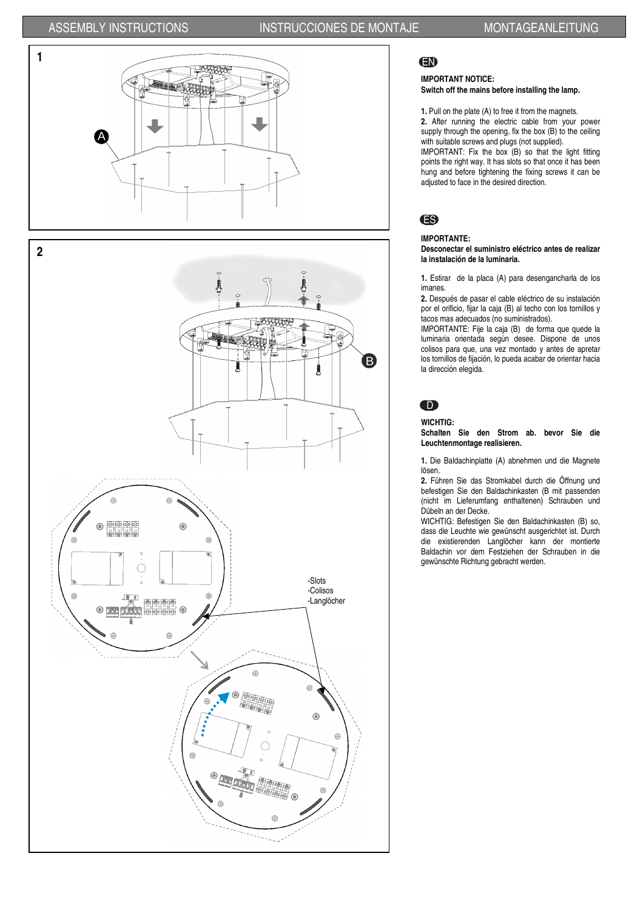ASSEMBLY INSTRUCTIONS | INSTRUCCIONES DE MONTAJE | MONTAGEANLEITUNG

1

A

2

B

-Slots
-Colisos
-Langlöcher

## EN

**IMPORTANT NOTICE:**
**Switch off the mains before installing the lamp.**

**1.** Pull on the plate (A) to free it from the magnets.
**2.** After running the electric cable from your power supply through the opening, fix the box (B) to the ceiling with suitable screws and plugs (not supplied).
IMPORTANT: Fix the box (B) so that the light fitting points the right way. It has slots so that once it has been hung and before tightening the fixing screws it can be adjusted to face in the desired direction.

## ES

**IMPORTANTE:**
**Desconectar el suministro eléctrico antes de realizar la instalación de la luminaria.**

**1.** Estirar de la placa (A) para desengancharla de los imanes.
**2.** Después de pasar el cable eléctrico de su instalación por el orificio, fijar la caja (B) al techo con los tornillos y tacos mas adecuados (no suministrados).
IMPORTANTE: Fije la caja (B) de forma que quede la luminaria orientada según desee. Dispone de unos colisos para que, una vez montado y antes de apretar los tornillos de fijación, lo pueda acabar de orientar hacia la dirección elegida.

## D

**WICHTIG:**
**Schalten Sie den Strom ab. bevor Sie die Leuchtenmontage realisieren.**

**1.** Die Baldachinplatte (A) abnehmen und die Magnete lösen.
**2.** Führen Sie das Stromkabel durch die Öffnung und befestigen Sie den Baldachinkasten (B mit passenden (nicht im Lieferumfang enthaltenen) Schrauben und Dübeln an der Decke.
WICHTIG: Befestigen Sie den Baldachinkasten (B) so, dass die Leuchte wie gewünscht ausgerichtet ist. Durch die existierenden Langlöcher kann der montierte Baldachin vor dem Festziehen der Schrauben in die gewünschte Richtung gebracht werden.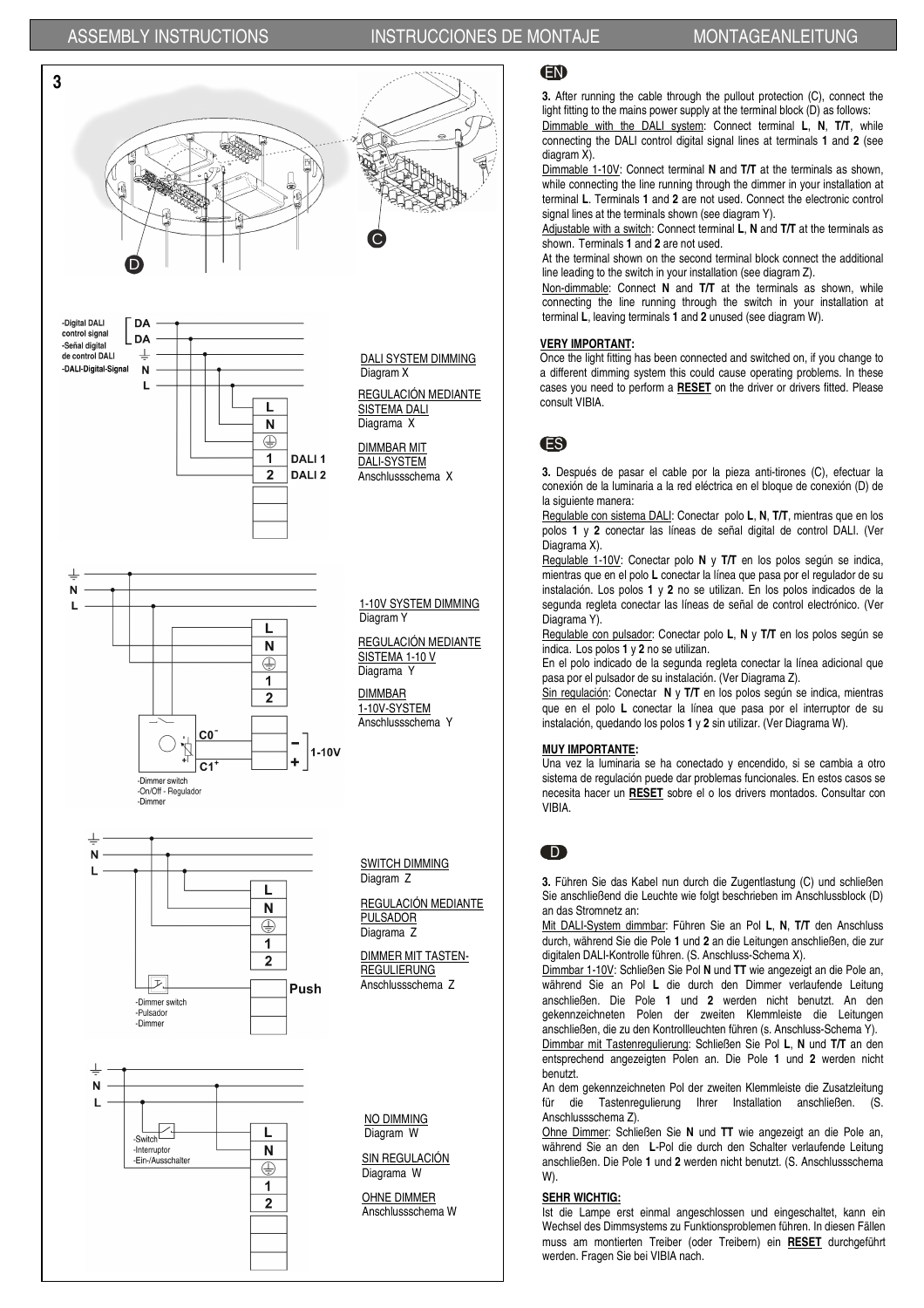ASSEMBLY INSTRUCTIONS | INSTRUCCIONES DE MONTAJE | MONTAGEANLEITUNG

**3**

-Digital DALI control signal
-Señal digital de control DALI
-DALI-Digital-Signal

DA
DA
N
L

L
N
⏚
1 DALI 1
2 DALI 2

DALI SYSTEM DIMMING
Diagram X

REGULACIÓN MEDIANTE SISTEMA DALI
Diagrama X

DIMMBAR MIT DALI-SYSTEM
Anschlussschema X

1-10V SYSTEM DIMMING
Diagram Y

REGULACIÓN MEDIANTE SISTEMA 1-10 V
Diagrama Y

DIMMBAR 1-10V-SYSTEM
Anschlussschema Y

C0⁻
C1⁺
1-10V

-Dimmer switch
-On/Off - Regulador
-Dimmer

SWITCH DIMMING
Diagram Z

REGULACIÓN MEDIANTE PULSADOR
Diagrama Z

DIMMER MIT TASTEN-REGULIERUNG
Anschlussschema Z

Push

-Dimmer switch
-Pulsador
-Dimmer

NO DIMMING
Diagram W

SIN REGULACIÓN
Diagrama W

OHNE DIMMER
Anschlussschema W

-Switch
-Interruptor
-Ein-/Ausschalter

## EN

**3.** After running the cable through the pullout protection (C), connect the light fitting to the mains power supply at the terminal block (D) as follows:

Dimmable with the DALI system: Connect terminal **L**, **N**, **T/T**, while connecting the DALI control digital signal lines at terminals **1** and **2** (see diagram X).

Dimmable 1-10V: Connect terminal **N** and **T/T** at the terminals as shown, while connecting the line running through the dimmer in your installation at terminal **L**. Terminals **1** and **2** are not used. Connect the electronic control signal lines at the terminals shown (see diagram Y).

Adjustable with a switch: Connect terminal **L**, **N** and **T/T** at the terminals as shown. Terminals **1** and **2** are not used.

At the terminal shown on the second terminal block connect the additional line leading to the switch in your installation (see diagram Z).

Non-dimmable: Connect **N** and **T/T** at the terminals as shown, while connecting the line running through the switch in your installation at terminal **L**, leaving terminals **1** and **2** unused (see diagram W).

**VERY IMPORTANT:**

Once the light fitting has been connected and switched on, if you change to a different dimming system this could cause operating problems. In these cases you need to perform a **RESET** on the driver or drivers fitted. Please consult VIBIA.

## ES

**3.** Después de pasar el cable por la pieza anti-tirones (C), efectuar la conexión de la luminaria a la red eléctrica en el bloque de conexión (D) de la siguiente manera:

Regulable con sistema DALI: Conectar polo **L**, **N**, **T/T**, mientras que en los polos **1** y **2** conectar las líneas de señal digital de control DALI. (Ver Diagrama X).

Regulable 1-10V: Conectar polo **N** y **T/T** en los polos según se indica, mientras que en el polo **L** conectar la línea que pasa por el regulador de su instalación. Los polos **1** y **2** no se utilizan. En los polos indicados de la segunda regleta conectar las líneas de señal de control electrónico. (Ver Diagrama Y).

Regulable con pulsador: Conectar polo **L**, **N** y **T/T** en los polos según se indica. Los polos **1** y **2** no se utilizan.

En el polo indicado de la segunda regleta conectar la línea adicional que pasa por el pulsador de su instalación. (Ver Diagrama Z).

Sin regulación: Conectar **N** y **T/T** en los polos según se indica, mientras que en el polo **L** conectar la línea que pasa por el interruptor de su instalación, quedando los polos **1** y **2** sin utilizar. (Ver Diagrama W).

**MUY IMPORTANTE:**

Una vez la luminaria se ha conectado y encendido, si se cambia a otro sistema de regulación puede dar problemas funcionales. En estos casos se necesita hacer un **RESET** sobre el o los drivers montados. Consultar con VIBIA.

## D

**3.** Führen Sie das Kabel nun durch die Zugentlastung (C) und schließen Sie anschließend die Leuchte wie folgt beschrieben im Anschlussblock (D) an das Stromnetz an:

Mit DALI-System dimmbar: Führen Sie an Pol **L**, **N**, **T/T** den Anschluss durch, während Sie die Pole **1** und **2** an die Leitungen anschließen, die zur digitalen DALI-Kontrolle führen. (S. Anschluss-Schema X).

Dimmbar 1-10V: Schließen Sie Pol **N** und **TT** wie angezeigt an die Pole an, während Sie an Pol **L** die durch den Dimmer verlaufende Leitung anschließen. Die Pole **1** und **2** werden nicht benutzt. An den gekennzeichneten Polen der zweiten Klemmleiste die Leitungen anschließen, die zu den Kontrollleuchten führen (s. Anschluss-Schema Y).

Dimmbar mit Tastenregulierung: Schließen Sie Pol **L**, **N** und **T/T** an den entsprechend angezeigten Polen an. Die Pole **1** und **2** werden nicht benutzt.

An dem gekennzeichneten Pol der zweiten Klemmleiste die Zusatzleitung für die Tastenregulierung Ihrer Installation anschließen. (S. Anschlussschema Z).

Ohne Dimmer: Schließen Sie **N** und **TT** wie angezeigt an die Pole an, während Sie an den **L**-Pol die durch den Schalter verlaufende Leitung anschließen. Die Pole **1** und **2** werden nicht benutzt. (S. Anschlussschema W).

**SEHR WICHTIG:**

Ist die Lampe erst einmal angeschlossen und eingeschaltet, kann ein Wechsel des Dimmsystems zu Funktionsproblemen führen. In diesen Fällen muss am montierten Treiber (oder Treibern) ein **RESET** durchgeführt werden. Fragen Sie bei VIBIA nach.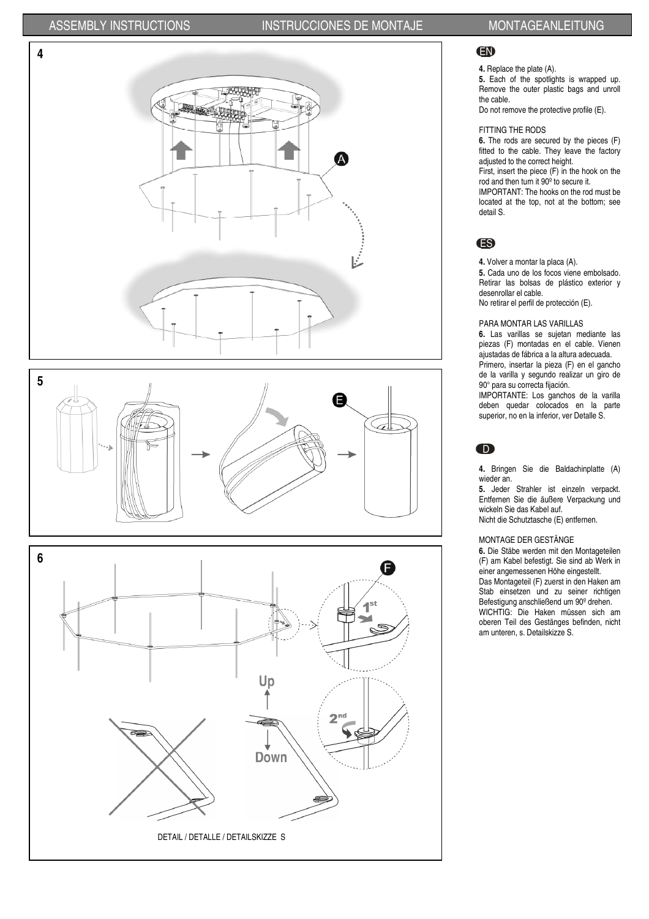## 4

## 5

## 6

DETAIL / DETALLE / DETAILSKIZZE S

### EN

**4.** Replace the plate (A).

**5.** Each of the spotlights is wrapped up. Remove the outer plastic bags and unroll the cable.

Do not remove the protective profile (E).

FITTING THE RODS

**6.** The rods are secured by the pieces (F) fitted to the cable. They leave the factory adjusted to the correct height.

First, insert the piece (F) in the hook on the rod and then turn it 90º to secure it.

IMPORTANT: The hooks on the rod must be located at the top, not at the bottom; see detail S.

### ES

**4.** Volver a montar la placa (A).

**5.** Cada uno de los focos viene embolsado. Retirar las bolsas de plástico exterior y desenrollar el cable.

No retirar el perfil de protección (E).

PARA MONTAR LAS VARILLAS

**6.** Las varillas se sujetan mediante las piezas (F) montadas en el cable. Vienen ajustadas de fábrica a la altura adecuada.

Primero, insertar la pieza (F) en el gancho de la varilla y segundo realizar un giro de 90° para su correcta fijación.

IMPORTANTE: Los ganchos de la varilla deben quedar colocados en la parte superior, no en la inferior, ver Detalle S.

### D

**4.** Bringen Sie die Baldachinplatte (A) wieder an.

**5.** Jeder Strahler ist einzeln verpackt. Entfernen Sie die äußere Verpackung und wickeln Sie das Kabel auf.

Nicht die Schutztasche (E) entfernen.

MONTAGE DER GESTÄNGE

**6.** Die Stäbe werden mit den Montageteilen (F) am Kabel befestigt. Sie sind ab Werk in einer angemessenen Höhe eingestellt.

Das Montageteil (F) zuerst in den Haken am Stab einsetzen und zu seiner richtigen Befestigung anschließend um 90º drehen.

WICHTIG: Die Haken müssen sich am oberen Teil des Gestänges befinden, nicht am unteren, s. Detailskizze S.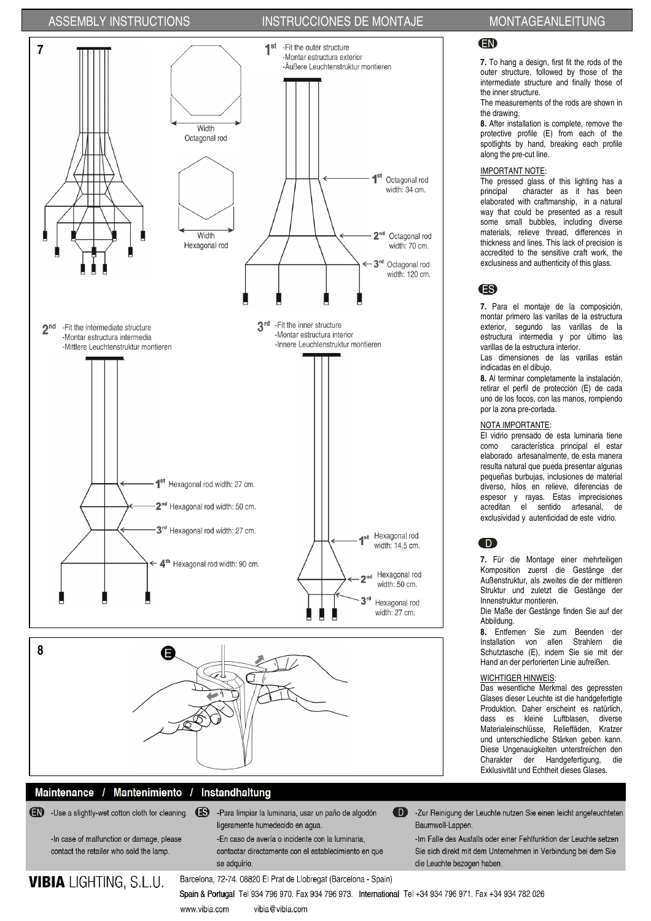# ASSEMBLY INSTRUCTIONS / INSTRUCCIONES DE MONTAJE / MONTAGEANLEITUNG

**7**

Width
Octagonal rod

Width
Hexagonal rod

1st -Fit the outer structure
-Montar estructura exterior
-Äußere Leuchtenstruktur montieren

1st Octagonal rod width: 34 cm.
2nd Octagonal rod width: 70 cm.
3rd Octagonal rod width: 120 cm.

2nd -Fit the intermediate structure
-Montar estructura intermedia
-Mittlere Leuchtenstruktur montieren

1st Hexagonal rod width: 27 cm.
2nd Hexagonal rod width: 50 cm.
3rd Hexagonal rod width: 27 cm.
4th Hexagonal rod width: 90 cm.

3rd -Fit the inner structure
-Montar estructura interior
-Innere Leuchtenstruktur montieren

1st Hexagonal rod width: 14,5 cm.
2nd Hexagonal rod width: 50 cm.
3rd Hexagonal rod width: 27 cm.

**8**

E

## EN

**7.** To hang a design, first fit the rods of the outer structure, followed by those of the intermediate structure and finally those of the inner structure.
The measurements of the rods are shown in the drawing.

**8.** After installation is complete, remove the protective profile (E) from each of the spotlights by hand, breaking each profile along the pre-cut line.

IMPORTANT NOTE:
The pressed glass of this lighting has a principal character as it has been elaborated with craftmanship, in a natural way that could be presented as a result some small bubbles, including diverse materials, relieve thread, differences in thickness and lines. This lack of precision is accredited to the sensitive craft work, the exclusiness and authenticity of this glass.

## ES

**7.** Para el montaje de la composición, montar primero las varillas de la estructura exterior, segundo las varillas de la estructura intermedia y por último las varillas de la estructura interior.
Las dimensiones de las varillas están indicadas en el dibujo.

**8.** Al terminar completamente la instalación, retirar el perfil de protección (E) de cada uno de los focos, con las manos, rompiendo por la zona pre-cortada.

NOTA IMPORTANTE:
El vidrio prensado de esta luminaria tiene como característica principal el estar elaborado artesanalmente, de esta manera resulta natural que pueda presentar algunas pequeñas burbujas, inclusiones de material diverso, hilos en relieve, diferencias de espesor y rayas. Estas imprecisiones acreditan el sentido artesanal, de exclusividad y autenticidad de este vidrio.

## D

**7.** Für die Montage einer mehrteiligen Komposition zuerst die Gestänge der Außenstruktur, als zweites die der mittleren Struktur und zuletzt die Gestänge der Innenstruktur montieren.
Die Maße der Gestänge finden Sie auf der Abbildung.

**8.** Entfernen Sie zum Beenden der Installation von allen Strahlern die Schutztasche (E), indem Sie sie mit der Hand an der perforierten Linie aufreißen.

WICHTIGER HINWEIS:
Das wesentliche Merkmal des gepressten Glases dieser Leuchte ist die handgefertigte Produktion. Daher erscheint es natürlich, dass es kleine Luftblasen, diverse Materialeinschlüsse, Relieffäden, Kratzer und unterschiedliche Stärken geben kann. Diese Ungenauigkeiten unterstreichen den Charakter der Handgefertigung, die Exklusivität und Echtheit dieses Glases.

## Maintenance / Mantenimiento / Instandhaltung

EN -Use a slightly-wet cotton cloth for cleaning.

-In case of malfunction or damage, please contact the retailer who sold the lamp.

ES -Para limpiar la luminaria, usar un paño de algodón ligeramente humedecido en agua.

-En caso de avería o incidente con la luminaria, contactar directamente con el establecimiento en que se adquirió.

D -Zur Reinigung der Leuchte nutzen Sie einen leicht angefeuchteten Baumwoll-Lappen.

-Im Falle des Ausfalls oder einer Fehlfunktion der Leuchte setzen Sie sich direkt mit dem Unternehmen in Verbindung bei dem Sie die Leuchte bezogen haben.

**VIBIA** LIGHTING, S.L.U.
Barcelona, 72-74. 08820 El Prat de Llobregat (Barcelona - Spain)
Spain & Portugal Tel 934 796 970. Fax 934 796 973. International Tel +34 934 796 971. Fax +34 934 782 026
www.vibia.com vibia@vibia.com